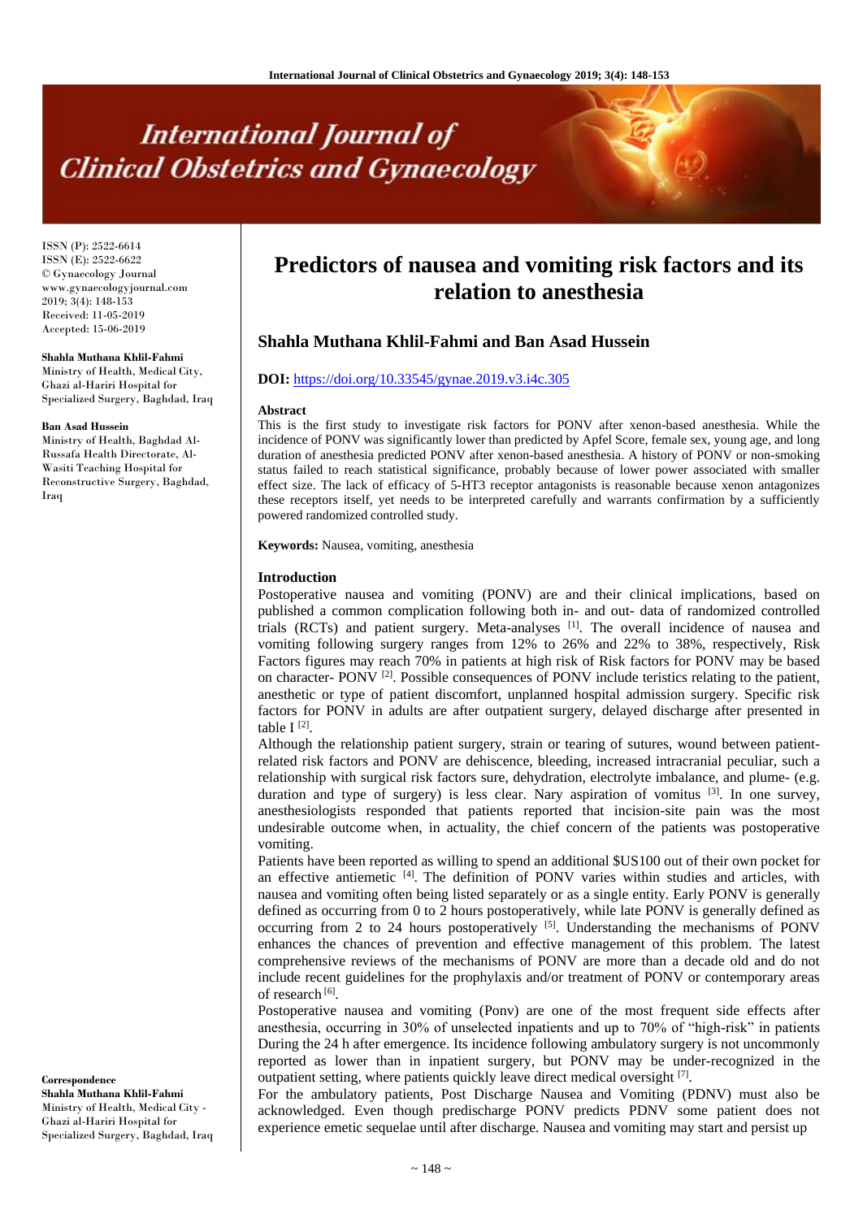# Predictors of nausea and vomiting risk factors and its relation to anesthesia

**Shahla Muthana Khlil-Fahmi and Ban Asad Hussein**

ISSN (P): 2522-6614
ISSN (E): 2522-6622
© Gynaecology Journal
www.gynaecologyjournal.com
2019; 3(4): 148-153
Received: 11-05-2019
Accepted: 15-06-2019

**Shahla Muthana Khlil-Fahmi**
Ministry of Health, Medical City, Ghazi al-Hariri Hospital for Specialized Surgery, Baghdad, Iraq

**Ban Asad Hussein**
Ministry of Health, Baghdad Al-Russafa Health Directorate, Al-Wasiti Teaching Hospital for Reconstructive Surgery, Baghdad, Iraq

**Correspondence**
**Shahla Muthana Khlil-Fahmi**
Ministry of Health, Medical City - Ghazi al-Hariri Hospital for Specialized Surgery, Baghdad, Iraq

**DOI:** https://doi.org/10.33545/gynae.2019.v3.i4c.305

### Abstract

This is the first study to investigate risk factors for PONV after xenon-based anesthesia. While the incidence of PONV was significantly lower than predicted by Apfel Score, female sex, young age, and long duration of anesthesia predicted PONV after xenon-based anesthesia. A history of PONV or non-smoking status failed to reach statistical significance, probably because of lower power associated with smaller effect size. The lack of efficacy of 5-HT3 receptor antagonists is reasonable because xenon antagonizes these receptors itself, yet needs to be interpreted carefully and warrants confirmation by a sufficiently powered randomized controlled study.

**Keywords:** Nausea, vomiting, anesthesia

### Introduction

Postoperative nausea and vomiting (PONV) are and their clinical implications, based on published a common complication following both in- and out- data of randomized controlled trials (RCTs) and patient surgery. Meta-analyses [1]. The overall incidence of nausea and vomiting following surgery ranges from 12% to 26% and 22% to 38%, respectively, Risk Factors figures may reach 70% in patients at high risk of Risk factors for PONV may be based on character- PONV [2]. Possible consequences of PONV include teristics relating to the patient, anesthetic or type of patient discomfort, unplanned hospital admission surgery. Specific risk factors for PONV in adults are after outpatient surgery, delayed discharge after presented in table I [2].

Although the relationship patient surgery, strain or tearing of sutures, wound between patient-related risk factors and PONV are dehiscence, bleeding, increased intracranial peculiar, such a relationship with surgical risk factors sure, dehydration, electrolyte imbalance, and plume- (e.g. duration and type of surgery) is less clear. Nary aspiration of vomitus [3]. In one survey, anesthesiologists responded that patients reported that incision-site pain was the most undesirable outcome when, in actuality, the chief concern of the patients was postoperative vomiting.

Patients have been reported as willing to spend an additional $US100 out of their own pocket for an effective antiemetic [4]. The definition of PONV varies within studies and articles, with nausea and vomiting often being listed separately or as a single entity. Early PONV is generally defined as occurring from 0 to 2 hours postoperatively, while late PONV is generally defined as occurring from 2 to 24 hours postoperatively [5]. Understanding the mechanisms of PONV enhances the chances of prevention and effective management of this problem. The latest comprehensive reviews of the mechanisms of PONV are more than a decade old and do not include recent guidelines for the prophylaxis and/or treatment of PONV or contemporary areas of research [6].

Postoperative nausea and vomiting (Ponv) are one of the most frequent side effects after anesthesia, occurring in 30% of unselected inpatients and up to 70% of "high-risk" in patients During the 24 h after emergence. Its incidence following ambulatory surgery is not uncommonly reported as lower than in inpatient surgery, but PONV may be under-recognized in the outpatient setting, where patients quickly leave direct medical oversight [7].

For the ambulatory patients, Post Discharge Nausea and Vomiting (PDNV) must also be acknowledged. Even though predischarge PONV predicts PDNV some patient does not experience emetic sequelae until after discharge. Nausea and vomiting may start and persist up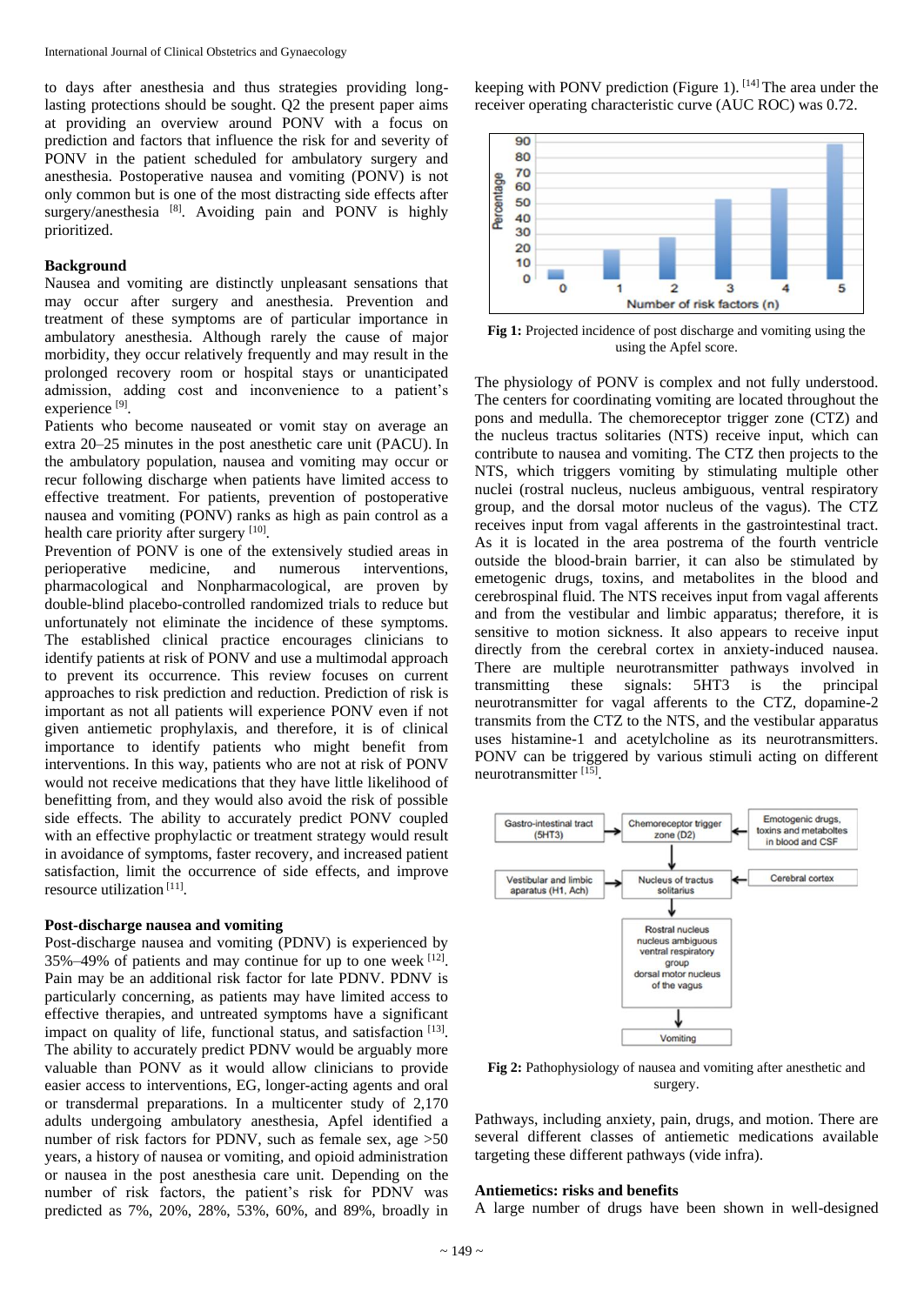to days after anesthesia and thus strategies providing long-lasting protections should be sought. Q2 the present paper aims at providing an overview around PONV with a focus on prediction and factors that influence the risk for and severity of PONV in the patient scheduled for ambulatory surgery and anesthesia. Postoperative nausea and vomiting (PONV) is not only common but is one of the most distracting side effects after surgery/anesthesia [8]. Avoiding pain and PONV is highly prioritized.

**Background**

Nausea and vomiting are distinctly unpleasant sensations that may occur after surgery and anesthesia. Prevention and treatment of these symptoms are of particular importance in ambulatory anesthesia. Although rarely the cause of major morbidity, they occur relatively frequently and may result in the prolonged recovery room or hospital stays or unanticipated admission, adding cost and inconvenience to a patient's experience [9].

Patients who become nauseated or vomit stay on average an extra 20–25 minutes in the post anesthetic care unit (PACU). In the ambulatory population, nausea and vomiting may occur or recur following discharge when patients have limited access to effective treatment. For patients, prevention of postoperative nausea and vomiting (PONV) ranks as high as pain control as a health care priority after surgery [10].

Prevention of PONV is one of the extensively studied areas in perioperative medicine, and numerous interventions, pharmacological and Nonpharmacological, are proven by double-blind placebo-controlled randomized trials to reduce but unfortunately not eliminate the incidence of these symptoms. The established clinical practice encourages clinicians to identify patients at risk of PONV and use a multimodal approach to prevent its occurrence. This review focuses on current approaches to risk prediction and reduction. Prediction of risk is important as not all patients will experience PONV even if not given antiemetic prophylaxis, and therefore, it is of clinical importance to identify patients who might benefit from interventions. In this way, patients who are not at risk of PONV would not receive medications that they have little likelihood of benefitting from, and they would also avoid the risk of possible side effects. The ability to accurately predict PONV coupled with an effective prophylactic or treatment strategy would result in avoidance of symptoms, faster recovery, and increased patient satisfaction, limit the occurrence of side effects, and improve resource utilization [11].

**Post-discharge nausea and vomiting**

Post-discharge nausea and vomiting (PDNV) is experienced by 35%–49% of patients and may continue for up to one week [12]. Pain may be an additional risk factor for late PDNV. PDNV is particularly concerning, as patients may have limited access to effective therapies, and untreated symptoms have a significant impact on quality of life, functional status, and satisfaction [13]. The ability to accurately predict PDNV would be arguably more valuable than PONV as it would allow clinicians to provide easier access to interventions, EG, longer-acting agents and oral or transdermal preparations. In a multicenter study of 2,170 adults undergoing ambulatory anesthesia, Apfel identified a number of risk factors for PDNV, such as female sex, age >50 years, a history of nausea or vomiting, and opioid administration or nausea in the post anesthesia care unit. Depending on the number of risk factors, the patient's risk for PDNV was predicted as 7%, 20%, 28%, 53%, 60%, and 89%, broadly in keeping with PONV prediction (Figure 1). [14] The area under the receiver operating characteristic curve (AUC ROC) was 0.72.

**Fig 1:** Projected incidence of post discharge and vomiting using the using the Apfel score.

The physiology of PONV is complex and not fully understood. The centers for coordinating vomiting are located throughout the pons and medulla. The chemoreceptor trigger zone (CTZ) and the nucleus tractus solitaries (NTS) receive input, which can contribute to nausea and vomiting. The CTZ then projects to the NTS, which triggers vomiting by stimulating multiple other nuclei (rostral nucleus, nucleus ambiguous, ventral respiratory group, and the dorsal motor nucleus of the vagus). The CTZ receives input from vagal afferents in the gastrointestinal tract. As it is located in the area postrema of the fourth ventricle outside the blood-brain barrier, it can also be stimulated by emetogenic drugs, toxins, and metabolites in the blood and cerebrospinal fluid. The NTS receives input from vagal afferents and from the vestibular and limbic apparatus; therefore, it is sensitive to motion sickness. It also appears to receive input directly from the cerebral cortex in anxiety-induced nausea. There are multiple neurotransmitter pathways involved in transmitting these signals: 5HT3 is the principal neurotransmitter for vagal afferents to the CTZ, dopamine-2 transmits from the CTZ to the NTS, and the vestibular apparatus uses histamine-1 and acetylcholine as its neurotransmitters. PONV can be triggered by various stimuli acting on different neurotransmitter [15].

**Fig 2:** Pathophysiology of nausea and vomiting after anesthetic and surgery.

Pathways, including anxiety, pain, drugs, and motion. There are several different classes of antiemetic medications available targeting these different pathways (vide infra).

**Antiemetics: risks and benefits**

A large number of drugs have been shown in well-designed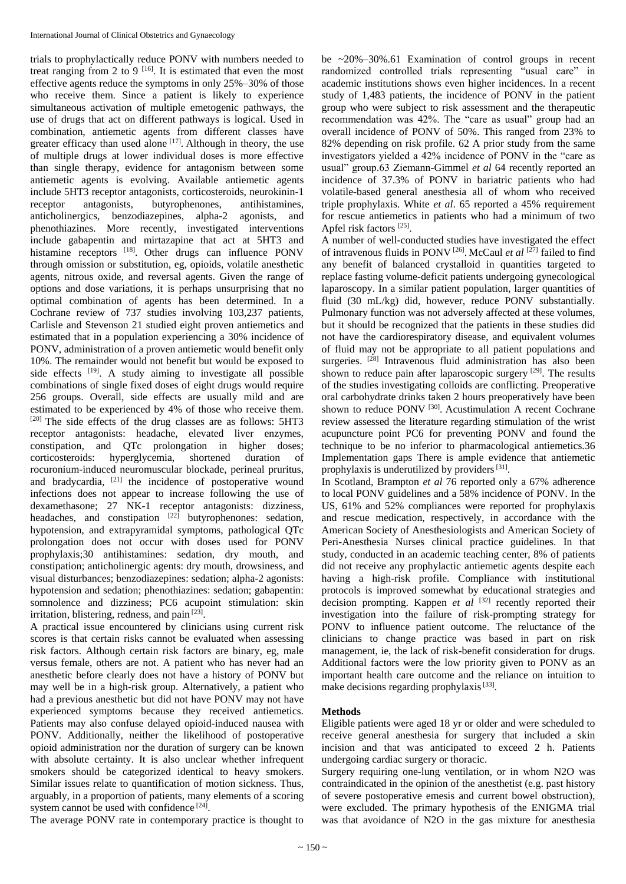trials to prophylactically reduce PONV with numbers needed to treat ranging from 2 to 9 [16]. It is estimated that even the most effective agents reduce the symptoms in only 25%–30% of those who receive them. Since a patient is likely to experience simultaneous activation of multiple emetogenic pathways, the use of drugs that act on different pathways is logical. Used in combination, antiemetic agents from different classes have greater efficacy than used alone [17]. Although in theory, the use of multiple drugs at lower individual doses is more effective than single therapy, evidence for antagonism between some antiemetic agents is evolving. Available antiemetic agents include 5HT3 receptor antagonists, corticosteroids, neurokinin-1 receptor antagonists, butyrophenones, antihistamines, anticholinergics, benzodiazepines, alpha-2 agonists, and phenothiazines. More recently, investigated interventions include gabapentin and mirtazapine that act at 5HT3 and histamine receptors [18]. Other drugs can influence PONV through omission or substitution, eg, opioids, volatile anesthetic agents, nitrous oxide, and reversal agents. Given the range of options and dose variations, it is perhaps unsurprising that no optimal combination of agents has been determined. In a Cochrane review of 737 studies involving 103,237 patients, Carlisle and Stevenson 21 studied eight proven antiemetics and estimated that in a population experiencing a 30% incidence of PONV, administration of a proven antiemetic would benefit only 10%. The remainder would not benefit but would be exposed to side effects [19]. A study aiming to investigate all possible combinations of single fixed doses of eight drugs would require 256 groups. Overall, side effects are usually mild and are estimated to be experienced by 4% of those who receive them. [20] The side effects of the drug classes are as follows: 5HT3 receptor antagonists: headache, elevated liver enzymes, constipation, and QTc prolongation in higher doses; corticosteroids: hyperglycemia, shortened duration of rocuronium-induced neuromuscular blockade, perineal pruritus, and bradycardia, [21] the incidence of postoperative wound infections does not appear to increase following the use of dexamethasone; 27 NK-1 receptor antagonists: dizziness, headaches, and constipation [22] butyrophenones: sedation, hypotension, and extrapyramidal symptoms, pathological QTc prolongation does not occur with doses used for PONV prophylaxis;30 antihistamines: sedation, dry mouth, and constipation; anticholinergic agents: dry mouth, drowsiness, and visual disturbances; benzodiazepines: sedation; alpha-2 agonists: hypotension and sedation; phenothiazines: sedation; gabapentin: somnolence and dizziness; PC6 acupoint stimulation: skin irritation, blistering, redness, and pain [23].

A practical issue encountered by clinicians using current risk scores is that certain risks cannot be evaluated when assessing risk factors. Although certain risk factors are binary, eg, male versus female, others are not. A patient who has never had an anesthetic before clearly does not have a history of PONV but may well be in a high-risk group. Alternatively, a patient who had a previous anesthetic but did not have PONV may not have experienced symptoms because they received antiemetics. Patients may also confuse delayed opioid-induced nausea with PONV. Additionally, neither the likelihood of postoperative opioid administration nor the duration of surgery can be known with absolute certainty. It is also unclear whether infrequent smokers should be categorized identical to heavy smokers. Similar issues relate to quantification of motion sickness. Thus, arguably, in a proportion of patients, many elements of a scoring system cannot be used with confidence [24].

The average PONV rate in contemporary practice is thought to be ~20%–30%.61 Examination of control groups in recent randomized controlled trials representing "usual care" in academic institutions shows even higher incidences. In a recent study of 1,483 patients, the incidence of PONV in the patient group who were subject to risk assessment and the therapeutic recommendation was 42%. The "care as usual" group had an overall incidence of PONV of 50%. This ranged from 23% to 82% depending on risk profile. 62 A prior study from the same investigators yielded a 42% incidence of PONV in the "care as usual" group.63 Ziemann-Gimmel *et al* 64 recently reported an incidence of 37.3% of PONV in bariatric patients who had volatile-based general anesthesia all of whom who received triple prophylaxis. White *et al*. 65 reported a 45% requirement for rescue antiemetics in patients who had a minimum of two Apfel risk factors [25].

A number of well-conducted studies have investigated the effect of intravenous fluids in PONV [26]. McCaul *et al* [27] failed to find any benefit of balanced crystalloid in quantities targeted to replace fasting volume-deficit patients undergoing gynecological laparoscopy. In a similar patient population, larger quantities of fluid (30 mL/kg) did, however, reduce PONV substantially. Pulmonary function was not adversely affected at these volumes, but it should be recognized that the patients in these studies did not have the cardiorespiratory disease, and equivalent volumes of fluid may not be appropriate to all patient populations and surgeries. [28] Intravenous fluid administration has also been shown to reduce pain after laparoscopic surgery [29]. The results of the studies investigating colloids are conflicting. Preoperative oral carbohydrate drinks taken 2 hours preoperatively have been shown to reduce PONV [30]. Acustimulation A recent Cochrane review assessed the literature regarding stimulation of the wrist acupuncture point PC6 for preventing PONV and found the technique to be no inferior to pharmacological antiemetics.36 Implementation gaps There is ample evidence that antiemetic prophylaxis is underutilized by providers [31].

In Scotland, Brampton *et al* 76 reported only a 67% adherence to local PONV guidelines and a 58% incidence of PONV. In the US, 61% and 52% compliances were reported for prophylaxis and rescue medication, respectively, in accordance with the American Society of Anesthesiologists and American Society of Peri-Anesthesia Nurses clinical practice guidelines. In that study, conducted in an academic teaching center, 8% of patients did not receive any prophylactic antiemetic agents despite each having a high-risk profile. Compliance with institutional protocols is improved somewhat by educational strategies and decision prompting. Kappen *et al* [32] recently reported their investigation into the failure of risk-prompting strategy for PONV to influence patient outcome. The reluctance of the clinicians to change practice was based in part on risk management, ie, the lack of risk-benefit consideration for drugs. Additional factors were the low priority given to PONV as an important health care outcome and the reliance on intuition to make decisions regarding prophylaxis [33].

## Methods

Eligible patients were aged 18 yr or older and were scheduled to receive general anesthesia for surgery that included a skin incision and that was anticipated to exceed 2 h. Patients undergoing cardiac surgery or thoracic.

Surgery requiring one-lung ventilation, or in whom $N_2O$ was contraindicated in the opinion of the anesthetist (e.g. past history of severe postoperative emesis and current bowel obstruction), were excluded. The primary hypothesis of the ENIGMA trial was that avoidance of $N_2O$ in the gas mixture for anesthesia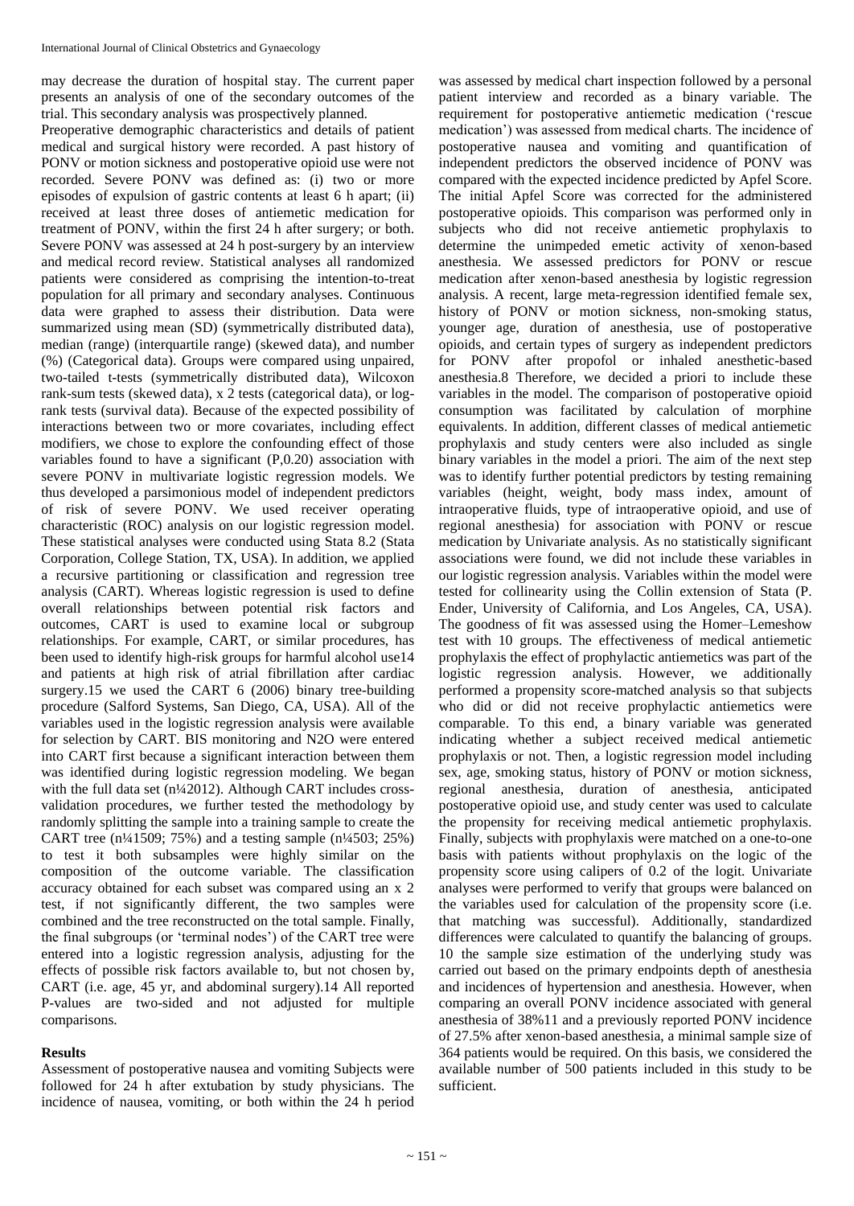may decrease the duration of hospital stay. The current paper presents an analysis of one of the secondary outcomes of the trial. This secondary analysis was prospectively planned.

Preoperative demographic characteristics and details of patient medical and surgical history were recorded. A past history of PONV or motion sickness and postoperative opioid use were not recorded. Severe PONV was defined as: (i) two or more episodes of expulsion of gastric contents at least 6 h apart; (ii) received at least three doses of antiemetic medication for treatment of PONV, within the first 24 h after surgery; or both. Severe PONV was assessed at 24 h post-surgery by an interview and medical record review. Statistical analyses all randomized patients were considered as comprising the intention-to-treat population for all primary and secondary analyses. Continuous data were graphed to assess their distribution. Data were summarized using mean (SD) (symmetrically distributed data), median (range) (interquartile range) (skewed data), and number (%) (Categorical data). Groups were compared using unpaired, two-tailed t-tests (symmetrically distributed data), Wilcoxon rank-sum tests (skewed data), x 2 tests (categorical data), or log-rank tests (survival data). Because of the expected possibility of interactions between two or more covariates, including effect modifiers, we chose to explore the confounding effect of those variables found to have a significant (P,0.20) association with severe PONV in multivariate logistic regression models. We thus developed a parsimonious model of independent predictors of risk of severe PONV. We used receiver operating characteristic (ROC) analysis on our logistic regression model. These statistical analyses were conducted using Stata 8.2 (Stata Corporation, College Station, TX, USA). In addition, we applied a recursive partitioning or classification and regression tree analysis (CART). Whereas logistic regression is used to define overall relationships between potential risk factors and outcomes, CART is used to examine local or subgroup relationships. For example, CART, or similar procedures, has been used to identify high-risk groups for harmful alcohol use14 and patients at high risk of atrial fibrillation after cardiac surgery.15 we used the CART 6 (2006) binary tree-building procedure (Salford Systems, San Diego, CA, USA). All of the variables used in the logistic regression analysis were available for selection by CART. BIS monitoring and N2O were entered into CART first because a significant interaction between them was identified during logistic regression modeling. We began with the full data set (n¼2012). Although CART includes cross-validation procedures, we further tested the methodology by randomly splitting the sample into a training sample to create the CART tree (n¼1509; 75%) and a testing sample (n¼503; 25%) to test it both subsamples were highly similar on the composition of the outcome variable. The classification accuracy obtained for each subset was compared using an x 2 test, if not significantly different, the two samples were combined and the tree reconstructed on the total sample. Finally, the final subgroups (or 'terminal nodes') of the CART tree were entered into a logistic regression analysis, adjusting for the effects of possible risk factors available to, but not chosen by, CART (i.e. age, 45 yr, and abdominal surgery).14 All reported P-values are two-sided and not adjusted for multiple comparisons.

## Results

Assessment of postoperative nausea and vomiting Subjects were followed for 24 h after extubation by study physicians. The incidence of nausea, vomiting, or both within the 24 h period was assessed by medical chart inspection followed by a personal patient interview and recorded as a binary variable. The requirement for postoperative antiemetic medication ('rescue medication') was assessed from medical charts. The incidence of postoperative nausea and vomiting and quantification of independent predictors the observed incidence of PONV was compared with the expected incidence predicted by Apfel Score. The initial Apfel Score was corrected for the administered postoperative opioids. This comparison was performed only in subjects who did not receive antiemetic prophylaxis to determine the unimpeded emetic activity of xenon-based anesthesia. We assessed predictors for PONV or rescue medication after xenon-based anesthesia by logistic regression analysis. A recent, large meta-regression identified female sex, history of PONV or motion sickness, non-smoking status, younger age, duration of anesthesia, use of postoperative opioids, and certain types of surgery as independent predictors for PONV after propofol or inhaled anesthetic-based anesthesia.8 Therefore, we decided a priori to include these variables in the model. The comparison of postoperative opioid consumption was facilitated by calculation of morphine equivalents. In addition, different classes of medical antiemetic prophylaxis and study centers were also included as single binary variables in the model a priori. The aim of the next step was to identify further potential predictors by testing remaining variables (height, weight, body mass index, amount of intraoperative fluids, type of intraoperative opioid, and use of regional anesthesia) for association with PONV or rescue medication by Univariate analysis. As no statistically significant associations were found, we did not include these variables in our logistic regression analysis. Variables within the model were tested for collinearity using the Collin extension of Stata (P. Ender, University of California, and Los Angeles, CA, USA). The goodness of fit was assessed using the Homer–Lemeshow test with 10 groups. The effectiveness of medical antiemetic prophylaxis the effect of prophylactic antiemetics was part of the logistic regression analysis. However, we additionally performed a propensity score-matched analysis so that subjects who did or did not receive prophylactic antiemetics were comparable. To this end, a binary variable was generated indicating whether a subject received medical antiemetic prophylaxis or not. Then, a logistic regression model including sex, age, smoking status, history of PONV or motion sickness, regional anesthesia, duration of anesthesia, anticipated postoperative opioid use, and study center was used to calculate the propensity for receiving medical antiemetic prophylaxis. Finally, subjects with prophylaxis were matched on a one-to-one basis with patients without prophylaxis on the logic of the propensity score using calipers of 0.2 of the logit. Univariate analyses were performed to verify that groups were balanced on the variables used for calculation of the propensity score (i.e. that matching was successful). Additionally, standardized differences were calculated to quantify the balancing of groups. 10 the sample size estimation of the underlying study was carried out based on the primary endpoints depth of anesthesia and incidences of hypertension and anesthesia. However, when comparing an overall PONV incidence associated with general anesthesia of 38%11 and a previously reported PONV incidence of 27.5% after xenon-based anesthesia, a minimal sample size of 364 patients would be required. On this basis, we considered the available number of 500 patients included in this study to be sufficient.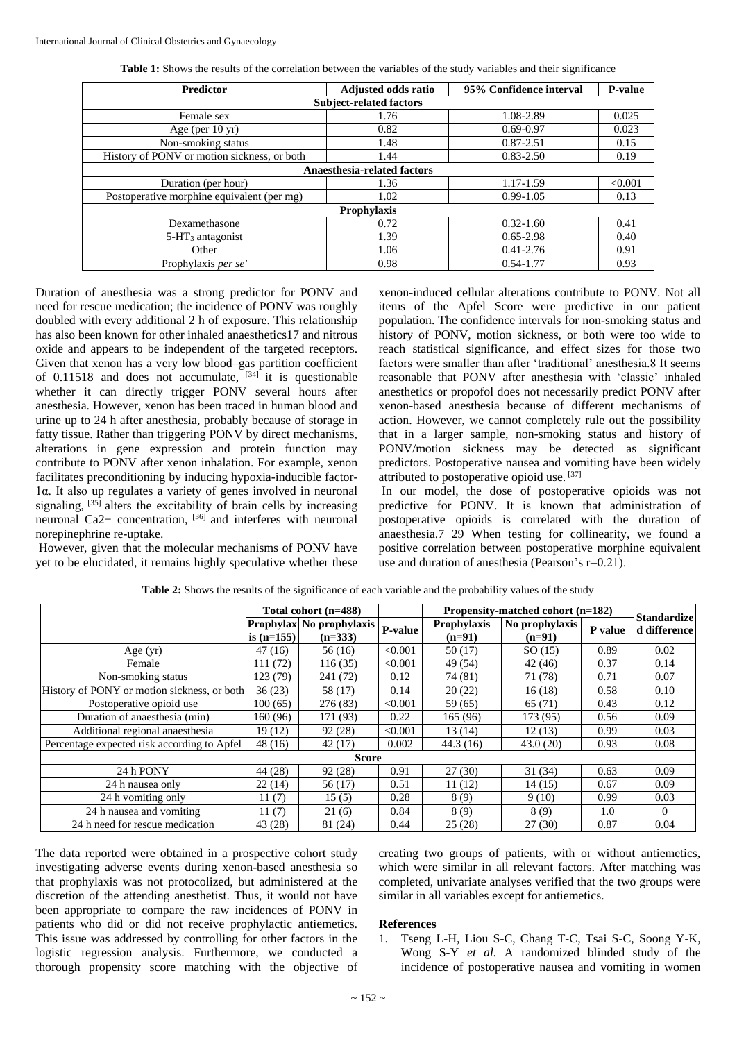**Table 1:** Shows the results of the correlation between the variables of the study variables and their significance

| Predictor | Adjusted odds ratio | 95% Confidence interval | P-value |
|---|---|---|---|
| **Subject-related factors** | | | |
| Female sex | 1.76 | 1.08-2.89 | 0.025 |
| Age (per 10 yr) | 0.82 | 0.69-0.97 | 0.023 |
| Non-smoking status | 1.48 | 0.87-2.51 | 0.15 |
| History of PONV or motion sickness, or both | 1.44 | 0.83-2.50 | 0.19 |
| **Anaesthesia-related factors** | | | |
| Duration (per hour) | 1.36 | 1.17-1.59 | <0.001 |
| Postoperative morphine equivalent (per mg) | 1.02 | 0.99-1.05 | 0.13 |
| **Prophylaxis** | | | |
| Dexamethasone | 0.72 | 0.32-1.60 | 0.41 |
| 5-$HT_3$ antagonist | 1.39 | 0.65-2.98 | 0.40 |
| Other | 1.06 | 0.41-2.76 | 0.91 |
| Prophylaxis *per se'* | 0.98 | 0.54-1.77 | 0.93 |

Duration of anesthesia was a strong predictor for PONV and need for rescue medication; the incidence of PONV was roughly doubled with every additional 2 h of exposure. This relationship has also been known for other inhaled anaesthetics17 and nitrous oxide and appears to be independent of the targeted receptors. Given that xenon has a very low blood–gas partition coefficient of 0.11518 and does not accumulate, [34] it is questionable whether it can directly trigger PONV several hours after anesthesia. However, xenon has been traced in human blood and urine up to 24 h after anesthesia, probably because of storage in fatty tissue. Rather than triggering PONV by direct mechanisms, alterations in gene expression and protein function may contribute to PONV after xenon inhalation. For example, xenon facilitates preconditioning by inducing hypoxia-inducible factor-1α. It also up regulates a variety of genes involved in neuronal signaling, [35] alters the excitability of brain cells by increasing neuronal $Ca2+$ concentration, [36] and interferes with neuronal norepinephrine re-uptake.

However, given that the molecular mechanisms of PONV have yet to be elucidated, it remains highly speculative whether these xenon-induced cellular alterations contribute to PONV. Not all items of the Apfel Score were predictive in our patient population. The confidence intervals for non-smoking status and history of PONV, motion sickness, or both were too wide to reach statistical significance, and effect sizes for those two factors were smaller than after 'traditional' anesthesia.8 It seems reasonable that PONV after anesthesia with 'classic' inhaled anesthetics or propofol does not necessarily predict PONV after xenon-based anesthesia because of different mechanisms of action. However, we cannot completely rule out the possibility that in a larger sample, non-smoking status and history of PONV/motion sickness may be detected as significant predictors. Postoperative nausea and vomiting have been widely attributed to postoperative opioid use. [37]

In our model, the dose of postoperative opioids was not predictive for PONV. It is known that administration of postoperative opioids is correlated with the duration of anaesthesia.7 29 When testing for collinearity, we found a positive correlation between postoperative morphine equivalent use and duration of anesthesia (Pearson's r=0.21).

**Table 2:** Shows the results of the significance of each variable and the probability values of the study

| | Total cohort (n=488) | | | Propensity-matched cohort (n=182) | | | Standardized difference |
|---|---|---|---|---|---|---|---|
| | Prophylaxis (n=155) | No prophylaxis (n=333) | P-value | Prophylaxis (n=91) | No prophylaxis (n=91) | P value | |
| Age (yr) | 47 (16) | 56 (16) | <0.001 | 50 (17) | SO (15) | 0.89 | 0.02 |
| Female | 111 (72) | 116 (35) | <0.001 | 49 (54) | 42 (46) | 0.37 | 0.14 |
| Non-smoking status | 123 (79) | 241 (72) | 0.12 | 74 (81) | 71 (78) | 0.71 | 0.07 |
| History of PONY or motion sickness, or both | 36 (23) | 58 (17) | 0.14 | 20 (22) | 16 (18) | 0.58 | 0.10 |
| Postoperative opioid use | 100 (65) | 276 (83) | <0.001 | 59 (65) | 65 (71) | 0.43 | 0.12 |
| Duration of anaesthesia (min) | 160 (96) | 171 (93) | 0.22 | 165 (96) | 173 (95) | 0.56 | 0.09 |
| Additional regional anaesthesia | 19 (12) | 92 (28) | <0.001 | 13 (14) | 12 (13) | 0.99 | 0.03 |
| Percentage expected risk according to Apfel | 48 (16) | 42 (17) | 0.002 | 44.3 (16) | 43.0 (20) | 0.93 | 0.08 |
| **Score** | | | | | | | |
| 24 h PONY | 44 (28) | 92 (28) | 0.91 | 27 (30) | 31 (34) | 0.63 | 0.09 |
| 24 h nausea only | 22 (14) | 56 (17) | 0.51 | 11 (12) | 14 (15) | 0.67 | 0.09 |
| 24 h vomiting only | 11 (7) | 15 (5) | 0.28 | 8 (9) | 9 (10) | 0.99 | 0.03 |
| 24 h nausea and vomiting | 11 (7) | 21 (6) | 0.84 | 8 (9) | 8 (9) | 1.0 | 0 |
| 24 h need for rescue medication | 43 (28) | 81 (24) | 0.44 | 25 (28) | 27 (30) | 0.87 | 0.04 |

The data reported were obtained in a prospective cohort study investigating adverse events during xenon-based anesthesia so that prophylaxis was not protocolized, but administered at the discretion of the attending anesthetist. Thus, it would not have been appropriate to compare the raw incidences of PONV in patients who did or did not receive prophylactic antiemetics. This issue was addressed by controlling for other factors in the logistic regression analysis. Furthermore, we conducted a thorough propensity score matching with the objective of creating two groups of patients, with or without antiemetics, which were similar in all relevant factors. After matching was completed, univariate analyses verified that the two groups were similar in all variables except for antiemetics.

## References

1. Tseng L-H, Liou S-C, Chang T-C, Tsai S-C, Soong Y-K, Wong S-Y *et al.* A randomized blinded study of the incidence of postoperative nausea and vomiting in women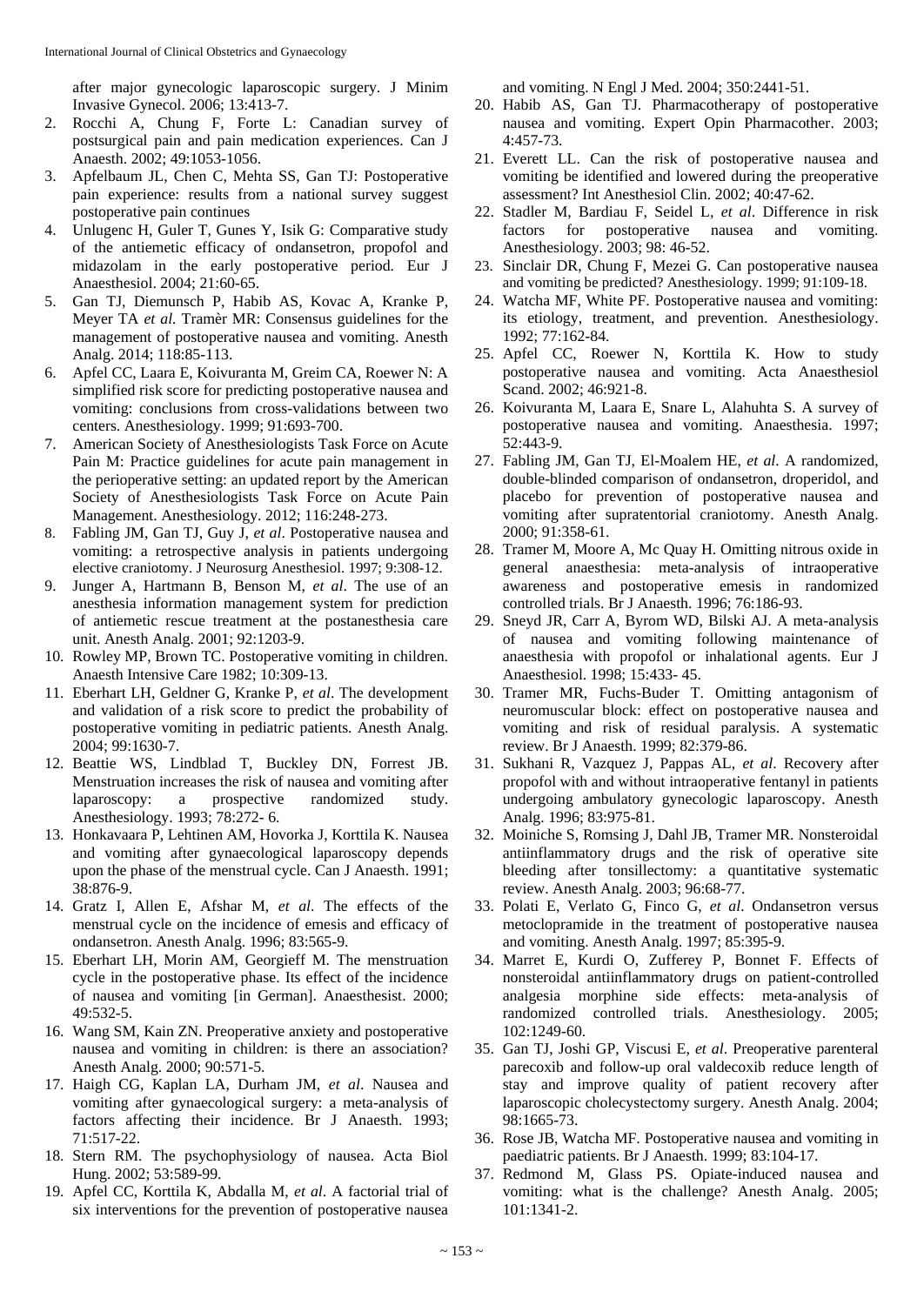after major gynecologic laparoscopic surgery. J Minim Invasive Gynecol. 2006; 13:413-7.

2. Rocchi A, Chung F, Forte L: Canadian survey of postsurgical pain and pain medication experiences. Can J Anaesth. 2002; 49:1053-1056.
3. Apfelbaum JL, Chen C, Mehta SS, Gan TJ: Postoperative pain experience: results from a national survey suggest postoperative pain continues
4. Unlugenc H, Guler T, Gunes Y, Isik G: Comparative study of the antiemetic efficacy of ondansetron, propofol and midazolam in the early postoperative period. Eur J Anaesthesiol. 2004; 21:60-65.
5. Gan TJ, Diemunsch P, Habib AS, Kovac A, Kranke P, Meyer TA *et al.* Tramèr MR: Consensus guidelines for the management of postoperative nausea and vomiting. Anesth Analg. 2014; 118:85-113.
6. Apfel CC, Laara E, Koivuranta M, Greim CA, Roewer N: A simplified risk score for predicting postoperative nausea and vomiting: conclusions from cross-validations between two centers. Anesthesiology. 1999; 91:693-700.
7. American Society of Anesthesiologists Task Force on Acute Pain M: Practice guidelines for acute pain management in the perioperative setting: an updated report by the American Society of Anesthesiologists Task Force on Acute Pain Management. Anesthesiology. 2012; 116:248-273.
8. Fabling JM, Gan TJ, Guy J, *et al*. Postoperative nausea and vomiting: a retrospective analysis in patients undergoing elective craniotomy. J Neurosurg Anesthesiol. 1997; 9:308-12.
9. Junger A, Hartmann B, Benson M, *et al*. The use of an anesthesia information management system for prediction of antiemetic rescue treatment at the postanesthesia care unit. Anesth Analg. 2001; 92:1203-9.
10. Rowley MP, Brown TC. Postoperative vomiting in children. Anaesth Intensive Care 1982; 10:309-13.
11. Eberhart LH, Geldner G, Kranke P, *et al*. The development and validation of a risk score to predict the probability of postoperative vomiting in pediatric patients. Anesth Analg. 2004; 99:1630-7.
12. Beattie WS, Lindblad T, Buckley DN, Forrest JB. Menstruation increases the risk of nausea and vomiting after laparoscopy: a prospective randomized study. Anesthesiology. 1993; 78:272- 6.
13. Honkavaara P, Lehtinen AM, Hovorka J, Korttila K. Nausea and vomiting after gynaecological laparoscopy depends upon the phase of the menstrual cycle. Can J Anaesth. 1991; 38:876-9.
14. Gratz I, Allen E, Afshar M, *et al*. The effects of the menstrual cycle on the incidence of emesis and efficacy of ondansetron. Anesth Analg. 1996; 83:565-9.
15. Eberhart LH, Morin AM, Georgieff M. The menstruation cycle in the postoperative phase. Its effect of the incidence of nausea and vomiting [in German]. Anaesthesist. 2000; 49:532-5.
16. Wang SM, Kain ZN. Preoperative anxiety and postoperative nausea and vomiting in children: is there an association? Anesth Analg. 2000; 90:571-5.
17. Haigh CG, Kaplan LA, Durham JM, *et al*. Nausea and vomiting after gynaecological surgery: a meta-analysis of factors affecting their incidence. Br J Anaesth. 1993; 71:517-22.
18. Stern RM. The psychophysiology of nausea. Acta Biol Hung. 2002; 53:589-99.
19. Apfel CC, Korttila K, Abdalla M, *et al*. A factorial trial of six interventions for the prevention of postoperative nausea and vomiting. N Engl J Med. 2004; 350:2441-51.
20. Habib AS, Gan TJ. Pharmacotherapy of postoperative nausea and vomiting. Expert Opin Pharmacother. 2003; 4:457-73.
21. Everett LL. Can the risk of postoperative nausea and vomiting be identified and lowered during the preoperative assessment? Int Anesthesiol Clin. 2002; 40:47-62.
22. Stadler M, Bardiau F, Seidel L, *et al*. Difference in risk factors for postoperative nausea and vomiting. Anesthesiology. 2003; 98: 46-52.
23. Sinclair DR, Chung F, Mezei G. Can postoperative nausea and vomiting be predicted? Anesthesiology. 1999; 91:109-18.
24. Watcha MF, White PF. Postoperative nausea and vomiting: its etiology, treatment, and prevention. Anesthesiology. 1992; 77:162-84.
25. Apfel CC, Roewer N, Korttila K. How to study postoperative nausea and vomiting. Acta Anaesthesiol Scand. 2002; 46:921-8.
26. Koivuranta M, Laara E, Snare L, Alahuhta S. A survey of postoperative nausea and vomiting. Anaesthesia. 1997; 52:443-9.
27. Fabling JM, Gan TJ, El-Moalem HE, *et al*. A randomized, double-blinded comparison of ondansetron, droperidol, and placebo for prevention of postoperative nausea and vomiting after supratentorial craniotomy. Anesth Analg. 2000; 91:358-61.
28. Tramer M, Moore A, Mc Quay H. Omitting nitrous oxide in general anaesthesia: meta-analysis of intraoperative awareness and postoperative emesis in randomized controlled trials. Br J Anaesth. 1996; 76:186-93.
29. Sneyd JR, Carr A, Byrom WD, Bilski AJ. A meta-analysis of nausea and vomiting following maintenance of anaesthesia with propofol or inhalational agents. Eur J Anaesthesiol. 1998; 15:433- 45.
30. Tramer MR, Fuchs-Buder T. Omitting antagonism of neuromuscular block: effect on postoperative nausea and vomiting and risk of residual paralysis. A systematic review. Br J Anaesth. 1999; 82:379-86.
31. Sukhani R, Vazquez J, Pappas AL, *et al*. Recovery after propofol with and without intraoperative fentanyl in patients undergoing ambulatory gynecologic laparoscopy. Anesth Analg. 1996; 83:975-81.
32. Moiniche S, Romsing J, Dahl JB, Tramer MR. Nonsteroidal antiinflammatory drugs and the risk of operative site bleeding after tonsillectomy: a quantitative systematic review. Anesth Analg. 2003; 96:68-77.
33. Polati E, Verlato G, Finco G, *et al*. Ondansetron versus metoclopramide in the treatment of postoperative nausea and vomiting. Anesth Analg. 1997; 85:395-9.
34. Marret E, Kurdi O, Zufferey P, Bonnet F. Effects of nonsteroidal antiinflammatory drugs on patient-controlled analgesia morphine side effects: meta-analysis of randomized controlled trials. Anesthesiology. 2005; 102:1249-60.
35. Gan TJ, Joshi GP, Viscusi E, *et al*. Preoperative parenteral parecoxib and follow-up oral valdecoxib reduce length of stay and improve quality of patient recovery after laparoscopic cholecystectomy surgery. Anesth Analg. 2004; 98:1665-73.
36. Rose JB, Watcha MF. Postoperative nausea and vomiting in paediatric patients. Br J Anaesth. 1999; 83:104-17.
37. Redmond M, Glass PS. Opiate-induced nausea and vomiting: what is the challenge? Anesth Analg. 2005; 101:1341-2.